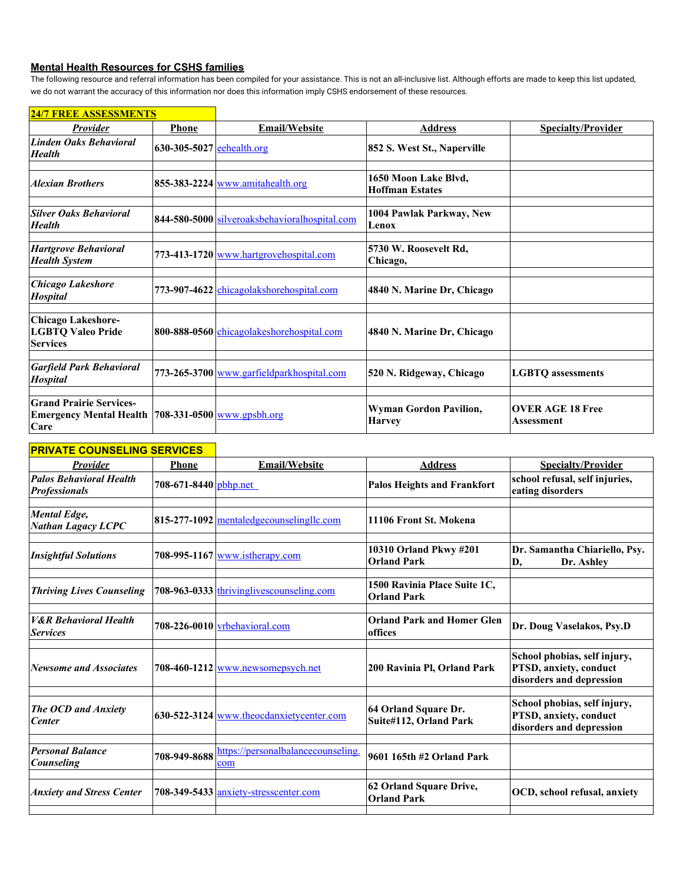**Mental Health Resources for CSHS families**

The following resource and referral information has been compiled for your assistance. This is not an all-inclusive list. Although efforts are made to keep this list updated, we do not warrant the accuracy of this information nor does this information imply CSHS endorsement of these resources.

**24/7 FREE ASSESSMENTS**

| Provider | Phone | Email/Website | Address | Specialty/Provider |
|---|---|---|---|---|
| *Linden Oaks Behavioral Health* | 630-305-5027 | eehealth.org | 852 S. West St., Naperville | |
| *Alexian Brothers* | 855-383-2224 | www.amitahealth.org | 1650 Moon Lake Blvd, Hoffman Estates | |
| *Silver Oaks Behavioral Health* | 844-580-5000 | silveroaksbehavioralhospital.com | 1004 Pawlak Parkway, New Lenox | |
| *Hartgrove Behavioral Health System* | 773-413-1720 | www.hartgrovehospital.com | 5730 W. Roosevelt Rd, Chicago, | |
| *Chicago Lakeshore Hospital* | 773-907-4622 | chicagolakshorehospital.com | 4840 N. Marine Dr, Chicago | |
| **Chicago Lakeshore-LGBTQ Valeo Pride Services** | 800-888-0560 | chicagolakeshorehospital.com | 4840 N. Marine Dr, Chicago | |
| *Garfield Park Behavioral Hospital* | 773-265-3700 | www.garfieldparkhospital.com | 520 N. Ridgeway, Chicago | LGBTQ assessments |
| **Grand Prairie Services-Emergency Mental Health Care** | 708-331-0500 | www.gpsbh.org | Wyman Gordon Pavilion, Harvey | OVER AGE 18 Free Assessment |

**PRIVATE COUNSELING SERVICES**

| Provider | Phone | Email/Website | Address | Specialty/Provider |
|---|---|---|---|---|
| *Palos Behavioral Health Professionals* | 708-671-8440 | pbhp.net | Palos Heights and Frankfort | school refusal, self injuries, eating disorders |
| *Mental Edge, Nathan Lagacy LCPC* | 815-277-1092 | mentaledgecounselingllc.com | 11106 Front St. Mokena | |
| *Insightful Solutions* | 708-995-1167 | www.istherapy.com | 10310 Orland Pkwy #201 Orland Park | Dr. Samantha Chiariello, Psy. D, Dr. Ashley |
| *Thriving Lives Counseling* | 708-963-0333 | thrivinglivescounseling.com | 1500 Ravinia Place Suite 1C, Orland Park | |
| *V&R Behavioral Health Services* | 708-226-0010 | vrbehavioral.com | Orland Park and Homer Glen offices | Dr. Doug Vaselakos, Psy.D |
| *Newsome and Associates* | 708-460-1212 | www.newsomepsych.net | 200 Ravinia Pl, Orland Park | School phobias, self injury, PTSD, anxiety, conduct disorders and depression |
| *The OCD and Anxiety Center* | 630-522-3124 | www.theocdanxietycenter.com | 64 Orland Square Dr. Suite#112, Orland Park | School phobias, self injury, PTSD, anxiety, conduct disorders and depression |
| *Personal Balance Counseling* | 708-949-8688 | https://personalbalancecounseling.com | 9601 165th #2 Orland Park | |
| *Anxiety and Stress Center* | 708-349-5433 | anxiety-stresscenter.com | 62 Orland Square Drive, Orland Park | OCD, school refusal, anxiety |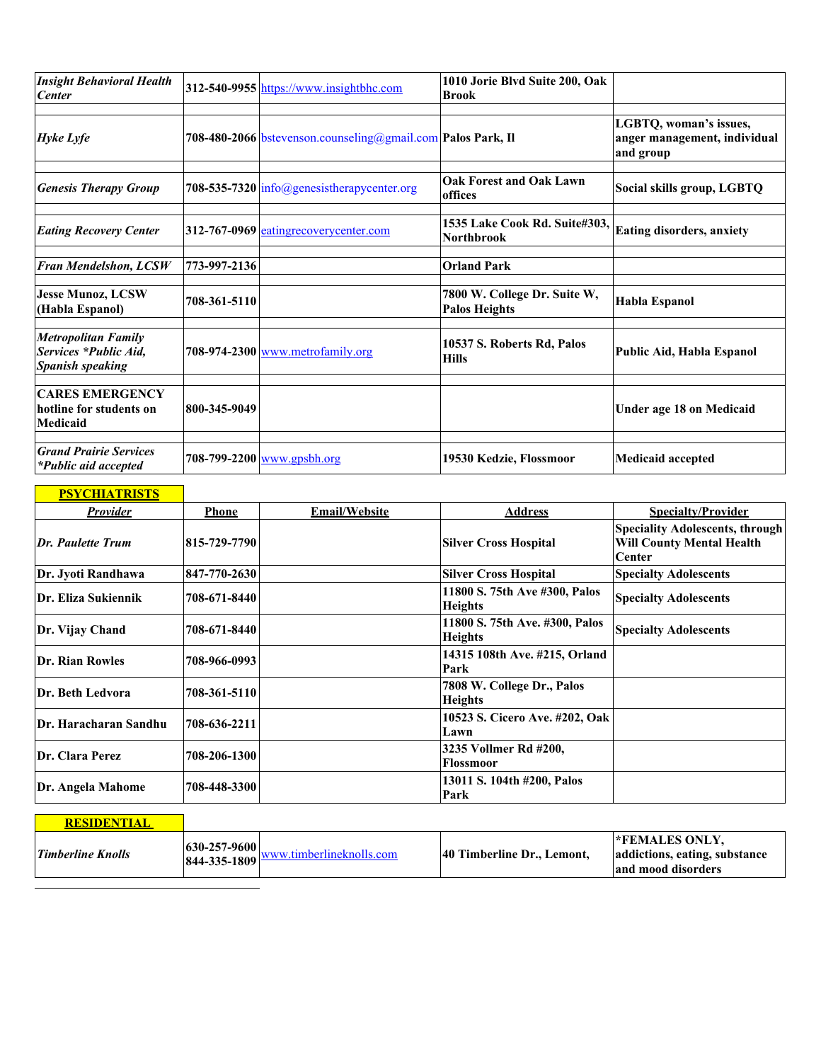| | | | | |
|---|---|---|---|---|
| ***Insight Behavioral Health Center*** | **312-540-9955** | https://www.insightbhc.com | **1010 Jorie Blvd Suite 200, Oak Brook** | |
| ***Hyke Lyfe*** | **708-480-2066** | bstevenson.counseling@gmail.com | **Palos Park, Il** | **LGBTQ, woman's issues, anger management, individual and group** |
| ***Genesis Therapy Group*** | **708-535-7320** | info@genesistherapycenter.org | **Oak Forest and Oak Lawn offices** | **Social skills group, LGBTQ** |
| ***Eating Recovery Center*** | **312-767-0969** | eatingrecoverycenter.com | **1535 Lake Cook Rd. Suite#303, Northbrook** | **Eating disorders, anxiety** |
| ***Fran Mendelshon, LCSW*** | **773-997-2136** | | **Orland Park** | |
| **Jesse Munoz, LCSW (Habla Espanol)** | **708-361-5110** | | **7800 W. College Dr. Suite W, Palos Heights** | **Habla Espanol** |
| ***Metropolitan Family Services *Public Aid, Spanish speaking*** | **708-974-2300** | www.metrofamily.org | **10537 S. Roberts Rd, Palos Hills** | **Public Aid, Habla Espanol** |
| **CARES EMERGENCY hotline for students on Medicaid** | **800-345-9049** | | | **Under age 18 on Medicaid** |
| ***Grand Prairie Services *Public aid accepted*** | **708-799-2200** | www.gpsbh.org | **19530 Kedzie, Flossmoor** | **Medicaid accepted** |

## PSYCHIATRISTS

| ***Provider*** | **Phone** | **Email/Website** | **Address** | **Specialty/Provider** |
|---|---|---|---|---|
| ***Dr. Paulette Trum*** | **815-729-7790** | | **Silver Cross Hospital** | **Speciality Adolescents, through Will County Mental Health Center** |
| **Dr. Jyoti Randhawa** | **847-770-2630** | | **Silver Cross Hospital** | **Specialty Adolescents** |
| **Dr. Eliza Sukiennik** | **708-671-8440** | | **11800 S. 75th Ave #300, Palos Heights** | **Specialty Adolescents** |
| **Dr. Vijay Chand** | **708-671-8440** | | **11800 S. 75th Ave. #300, Palos Heights** | **Specialty Adolescents** |
| **Dr. Rian Rowles** | **708-966-0993** | | **14315 108th Ave. #215, Orland Park** | |
| **Dr. Beth Ledvora** | **708-361-5110** | | **7808 W. College Dr., Palos Heights** | |
| **Dr. Haracharan Sandhu** | **708-636-2211** | | **10523 S. Cicero Ave. #202, Oak Lawn** | |
| **Dr. Clara Perez** | **708-206-1300** | | **3235 Vollmer Rd #200, Flossmoor** | |
| **Dr. Angela Mahome** | **708-448-3300** | | **13011 S. 104th #200, Palos Park** | |

## RESIDENTIAL

| | | | | |
|---|---|---|---|---|
| ***Timberline Knolls*** | **630-257-9600 844-335-1809** | www.timberlineknolls.com | **40 Timberline Dr., Lemont,** | ***FEMALES ONLY, addictions, eating, substance and mood disorders** |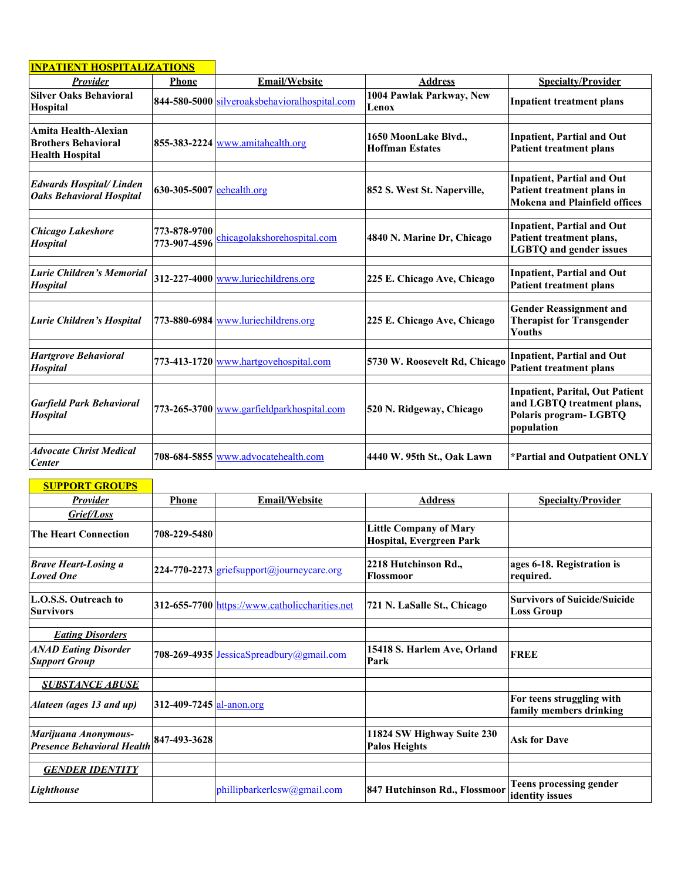## INPATIENT HOSPITALIZATIONS

| *Provider* | Phone | Email/Website | Address | Specialty/Provider |
|---|---|---|---|---|
| **Silver Oaks Behavioral Hospital** | **844-580-5000** | silveroaksbehavioralhospital.com | **1004 Pawlak Parkway, New Lenox** | **Inpatient treatment plans** |
| **Amita Health-Alexian Brothers Behavioral Health Hospital** | **855-383-2224** | www.amitahealth.org | **1650 MoonLake Blvd., Hoffman Estates** | **Inpatient, Partial and Out Patient treatment plans** |
| ***Edwards Hospital/ Linden Oaks Behavioral Hospital*** | **630-305-5007** | eehealth.org | **852 S. West St. Naperville,** | **Inpatient, Partial and Out Patient treatment plans in Mokena and Plainfield offices** |
| ***Chicago Lakeshore Hospital*** | **773-878-9700 773-907-4596** | chicagolakshorehospital.com | **4840 N. Marine Dr, Chicago** | **Inpatient, Partial and Out Patient treatment plans, LGBTQ and gender issues** |
| ***Lurie Children's Memorial Hospital*** | **312-227-4000** | www.luriechildrens.org | **225 E. Chicago Ave, Chicago** | **Inpatient, Partial and Out Patient treatment plans** |
| ***Lurie Children's Hospital*** | **773-880-6984** | www.luriechildrens.org | **225 E. Chicago Ave, Chicago** | **Gender Reassignment and Therapist for Transgender Youths** |
| ***Hartgrove Behavioral Hospital*** | **773-413-1720** | www.hartgovehospital.com | **5730 W. Roosevelt Rd, Chicago** | **Inpatient, Partial and Out Patient treatment plans** |
| ***Garfield Park Behavioral Hospital*** | **773-265-3700** | www.garfieldparkhospital.com | **520 N. Ridgeway, Chicago** | **Inpatient, Parital, Out Patient and LGBTQ treatment plans, Polaris program- LGBTQ population** |
| ***Advocate Christ Medical Center*** | **708-684-5855** | www.advocatehealth.com | **4440 W. 95th St., Oak Lawn** | **\*Partial and Outpatient ONLY** |

## SUPPORT GROUPS

| *Provider* | Phone | Email/Website | Address | Specialty/Provider |
|---|---|---|---|---|
| ***Grief/Loss*** | | | | |
| **The Heart Connection** | **708-229-5480** | | **Little Company of Mary Hospital, Evergreen Park** | |
| ***Brave Heart-Losing a Loved One*** | **224-770-2273** | griefsupport@journeycare.org | **2218 Hutchinson Rd., Flossmoor** | **ages 6-18. Registration is required.** |
| **L.O.S.S. Outreach to Survivors** | **312-655-7700** | https://www.catholiccharities.net | **721 N. LaSalle St., Chicago** | **Survivors of Suicide/Suicide Loss Group** |
| ***Eating Disorders*** | | | | |
| ***ANAD Eating Disorder Support Group*** | **708-269-4935** | JessicaSpreadbury@gmail.com | **15418 S. Harlem Ave, Orland Park** | **FREE** |
| ***SUBSTANCE ABUSE*** | | | | |
| ***Alateen (ages 13 and up)*** | **312-409-7245** | al-anon.org | | **For teens struggling with family members drinking** |
| ***Marijuana Anonymous- Presence Behavioral Health*** | **847-493-3628** | | **11824 SW Highway Suite 230 Palos Heights** | **Ask for Dave** |
| ***GENDER IDENTITY*** | | | | |
| ***Lighthouse*** | | phillipbarkerlcsw@gmail.com | **847 Hutchinson Rd., Flossmoor** | **Teens processing gender identity issues** |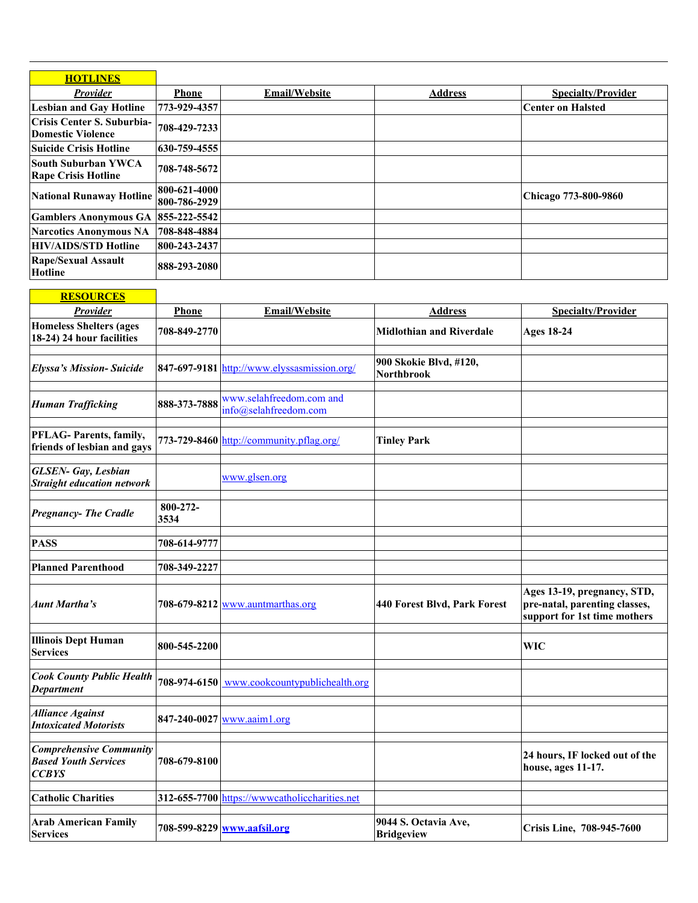| **HOTLINES** | | | | |
|---|---|---|---|---|
| ***Provider*** | **Phone** | **Email/Website** | **Address** | **Specialty/Provider** |
| **Lesbian and Gay Hotline** | **773-929-4357** | | | **Center on Halsted** |
| **Crisis Center S. Suburbia-Domestic Violence** | **708-429-7233** | | | |
| **Suicide Crisis Hotline** | **630-759-4555** | | | |
| **South Suburban YWCA Rape Crisis Hotline** | **708-748-5672** | | | |
| **National Runaway Hotline** | **800-621-4000 800-786-2929** | | | **Chicago 773-800-9860** |
| **Gamblers Anonymous GA** | **855-222-5542** | | | |
| **Narcotics Anonymous NA** | **708-848-4884** | | | |
| **HIV/AIDS/STD Hotline** | **800-243-2437** | | | |
| **Rape/Sexual Assault Hotline** | **888-293-2080** | | | |

| **RESOURCES** | | | | |
|---|---|---|---|---|
| ***Provider*** | **Phone** | **Email/Website** | **Address** | **Specialty/Provider** |
| **Homeless Shelters (ages 18-24) 24 hour facilities** | **708-849-2770** | | **Midlothian and Riverdale** | **Ages 18-24** |
| ***Elyssa's Mission- Suicide*** | **847-697-9181** | http://www.elyssasmission.org/ | **900 Skokie Blvd, #120, Northbrook** | |
| ***Human Trafficking*** | **888-373-7888** | www.selahfreedom.com and info@selahfreedom.com | | |
| **PFLAG- Parents, family, friends of lesbian and gays** | **773-729-8460** | http://community.pflag.org/ | **Tinley Park** | |
| ***GLSEN- Gay, Lesbian Straight education network*** | | www.glsen.org | | |
| ***Pregnancy- The Cradle*** | **800-272-3534** | | | |
| **PASS** | **708-614-9777** | | | |
| **Planned Parenthood** | **708-349-2227** | | | |
| ***Aunt Martha's*** | **708-679-8212** | www.auntmarthas.org | **440 Forest Blvd, Park Forest** | **Ages 13-19, pregnancy, STD, pre-natal, parenting classes, support for 1st time mothers** |
| **Illinois Dept Human Services** | **800-545-2200** | | | **WIC** |
| ***Cook County Public Health Department*** | **708-974-6150** | www.cookcountypublichealth.org | | |
| ***Alliance Against Intoxicated Motorists*** | **847-240-0027** | www.aaim1.org | | |
| ***Comprehensive Community Based Youth Services CCBYS*** | **708-679-8100** | | | **24 hours, IF locked out of the house, ages 11-17.** |
| **Catholic Charities** | **312-655-7700** | https://wwwcatholiccharities.net | | |
| **Arab American Family Services** | **708-599-8229** | **www.aafsil.org** | **9044 S. Octavia Ave, Bridgeview** | **Crisis Line, 708-945-7600** |